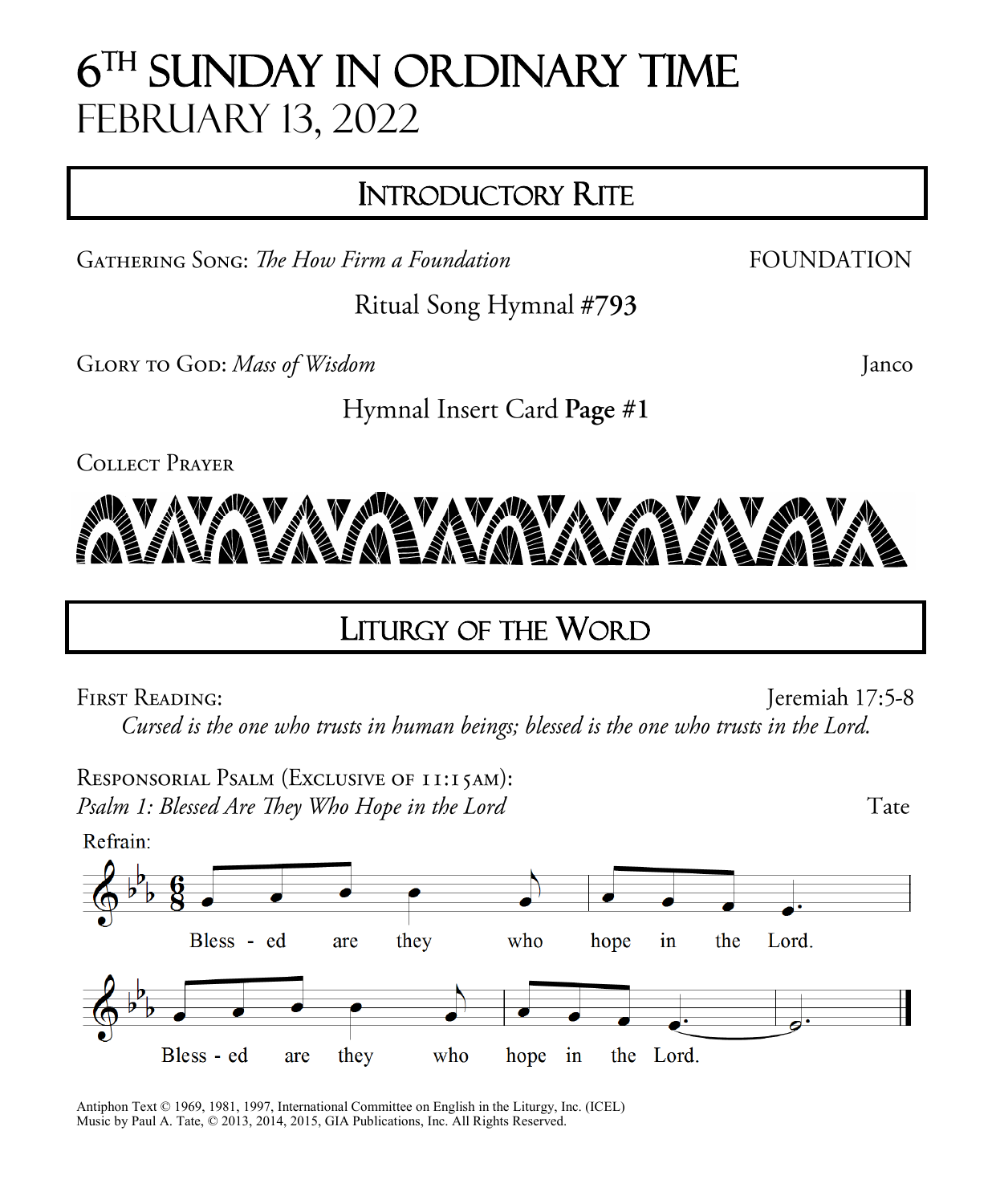# 6[TH] SUNDAY IN ORDINARY TIME
## FEBRUARY 13, 2022

## INTRODUCTORY RITE

GATHERING SONG: *The How Firm a Foundation* FOUNDATION

Ritual Song Hymnal **#793**

GLORY TO GOD: *Mass of Wisdom* Janco

Hymnal Insert Card **Page #1**

COLLECT PRAYER

## LITURGY OF THE WORD

FIRST READING: Jeremiah 17:5-8

*Cursed is the one who trusts in human beings; blessed is the one who trusts in the Lord.*

RESPONSORIAL PSALM (EXCLUSIVE OF 11:15AM):
*Psalm 1: Blessed Are They Who Hope in the Lord* Tate

Refrain:

Bless - ed are they who hope in the Lord.

Bless - ed are they who hope in the Lord.

Antiphon Text © 1969, 1981, 1997, International Committee on English in the Liturgy, Inc. (ICEL)
Music by Paul A. Tate, © 2013, 2014, 2015, GIA Publications, Inc. All Rights Reserved.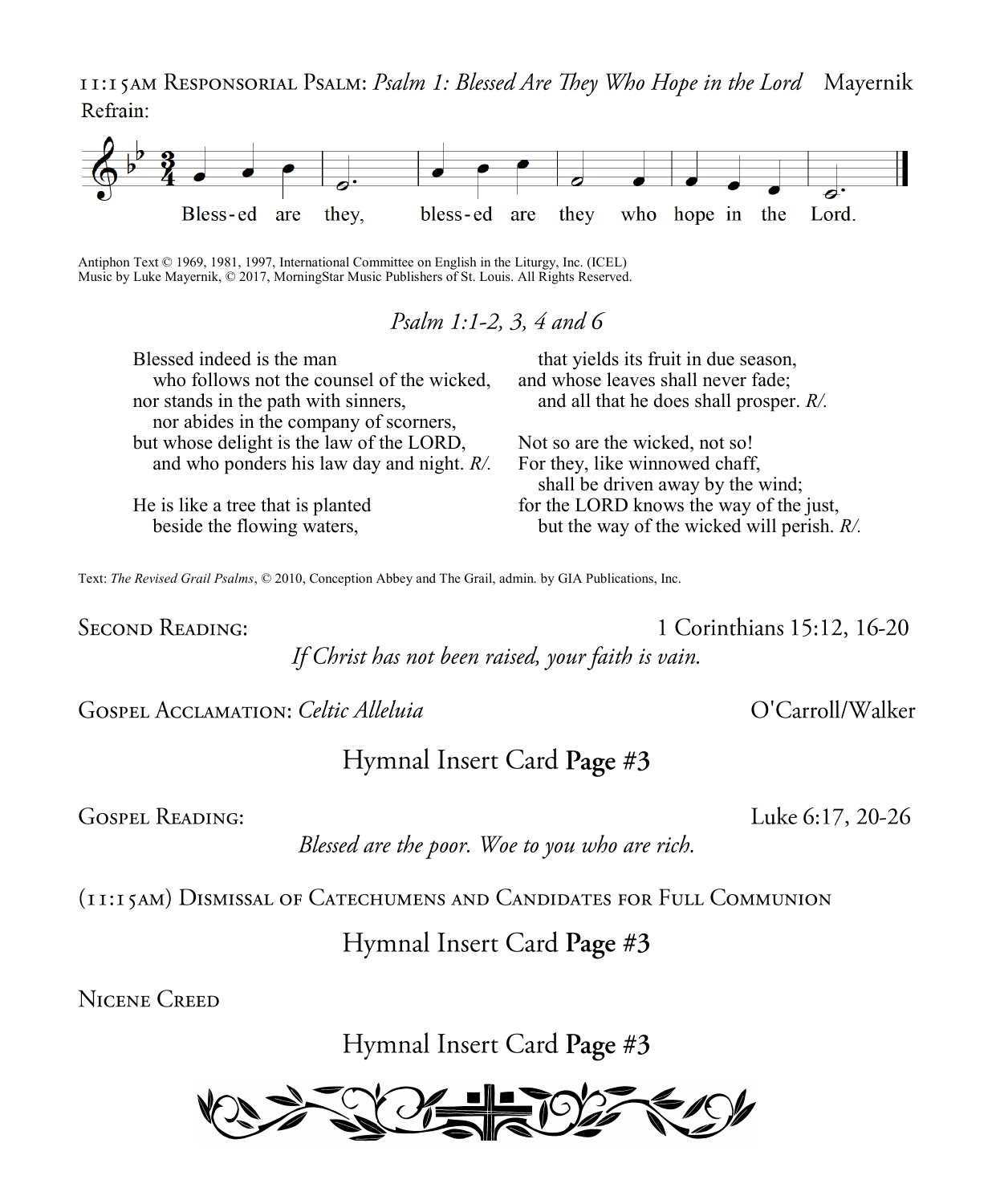11:15AM Responsorial Psalm: *Psalm 1: Blessed Are They Who Hope in the Lord* Mayernik

Refrain:

Bless-ed are they, bless-ed are they who hope in the Lord.

Antiphon Text © 1969, 1981, 1997, International Committee on English in the Liturgy, Inc. (ICEL)
Music by Luke Mayernik, © 2017, MorningStar Music Publishers of St. Louis. All Rights Reserved.

*Psalm 1:1-2, 3, 4 and 6*

Blessed indeed is the man
  who follows not the counsel of the wicked,
nor stands in the path with sinners,
  nor abides in the company of scorners,
but whose delight is the law of the LORD,
  and who ponders his law day and night. *R/.*

He is like a tree that is planted
  beside the flowing waters,
  that yields its fruit in due season,
and whose leaves shall never fade;
  and all that he does shall prosper. *R/.*

Not so are the wicked, not so!
For they, like winnowed chaff,
  shall be driven away by the wind;
for the LORD knows the way of the just,
  but the way of the wicked will perish. *R/.*

Text: *The Revised Grail Psalms*, © 2010, Conception Abbey and The Grail, admin. by GIA Publications, Inc.

Second Reading: 1 Corinthians 15:12, 16-20

*If Christ has not been raised, your faith is vain.*

Gospel Acclamation: *Celtic Alleluia* O'Carroll/Walker

Hymnal Insert Card **Page #3**

Gospel Reading: Luke 6:17, 20-26

*Blessed are the poor. Woe to you who are rich.*

(11:15AM) Dismissal of Catechumens and Candidates for Full Communion

Hymnal Insert Card **Page #3**

Nicene Creed

Hymnal Insert Card **Page #3**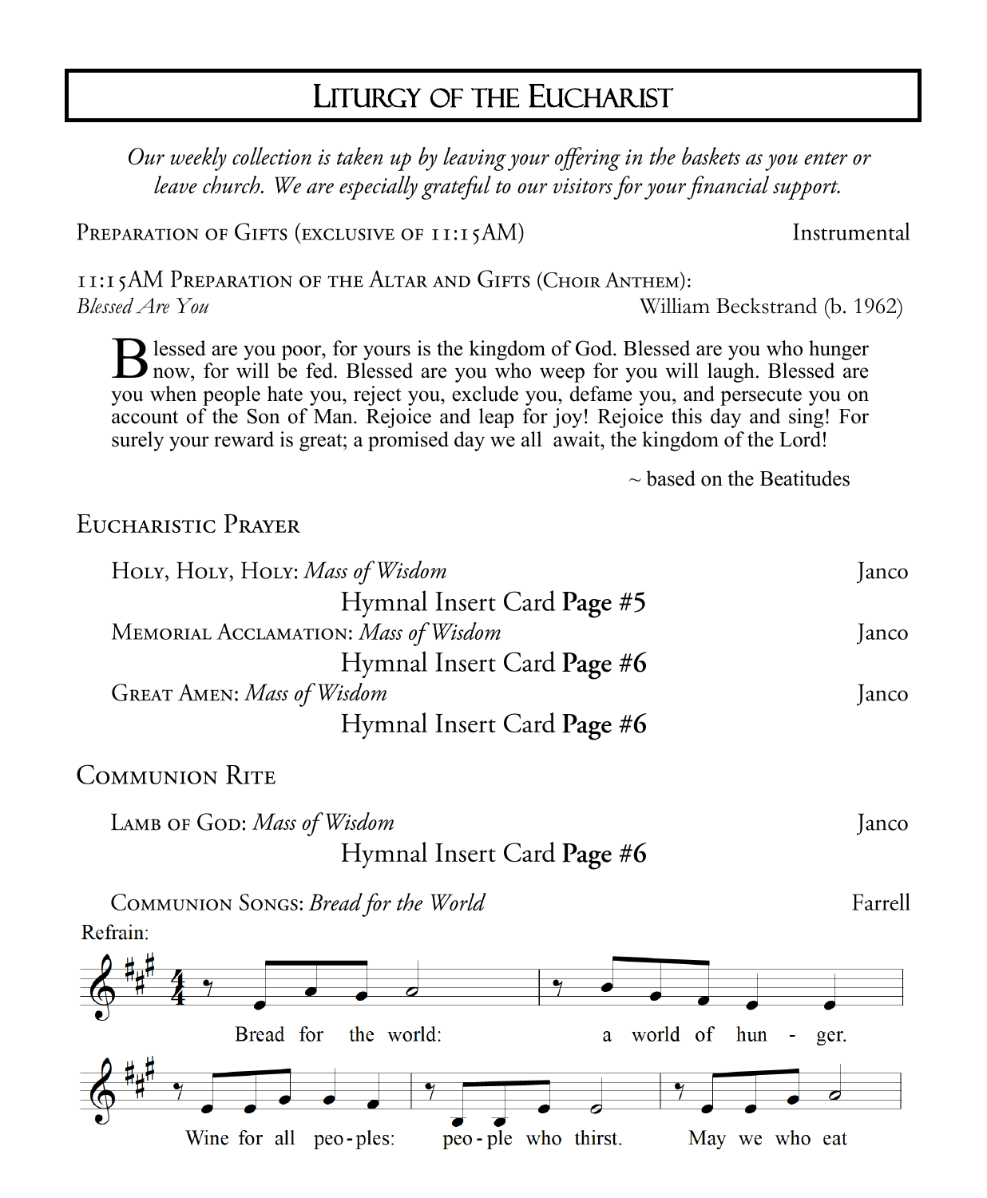# Liturgy of the Eucharist

*Our weekly collection is taken up by leaving your offering in the baskets as you enter or leave church. We are especially grateful to our visitors for your financial support.*

Preparation of Gifts (exclusive of 11:15AM) — Instrumental

11:15AM Preparation of the Altar and Gifts (Choir Anthem):
*Blessed Are You* — William Beckstrand (b. 1962)

> Blessed are you poor, for yours is the kingdom of God. Blessed are you who hunger now, for will be fed. Blessed are you who weep for you will laugh. Blessed are you when people hate you, reject you, exclude you, defame you, and persecute you on account of the Son of Man. Rejoice and leap for joy! Rejoice this day and sing! For surely your reward is great; a promised day we all await, the kingdom of the Lord!
>
> ~ based on the Beatitudes

## Eucharistic Prayer

Holy, Holy, Holy: *Mass of Wisdom* — Janco
Hymnal Insert Card **Page #5**

Memorial Acclamation: *Mass of Wisdom* — Janco
Hymnal Insert Card **Page #6**

Great Amen: *Mass of Wisdom* — Janco
Hymnal Insert Card **Page #6**

## Communion Rite

Lamb of God: *Mass of Wisdom* — Janco
Hymnal Insert Card **Page #6**

Communion Songs: *Bread for the World* — Farrell

Refrain:

Bread for the world: a world of hun - ger.
Wine for all peo - ples: peo - ple who thirst. May we who eat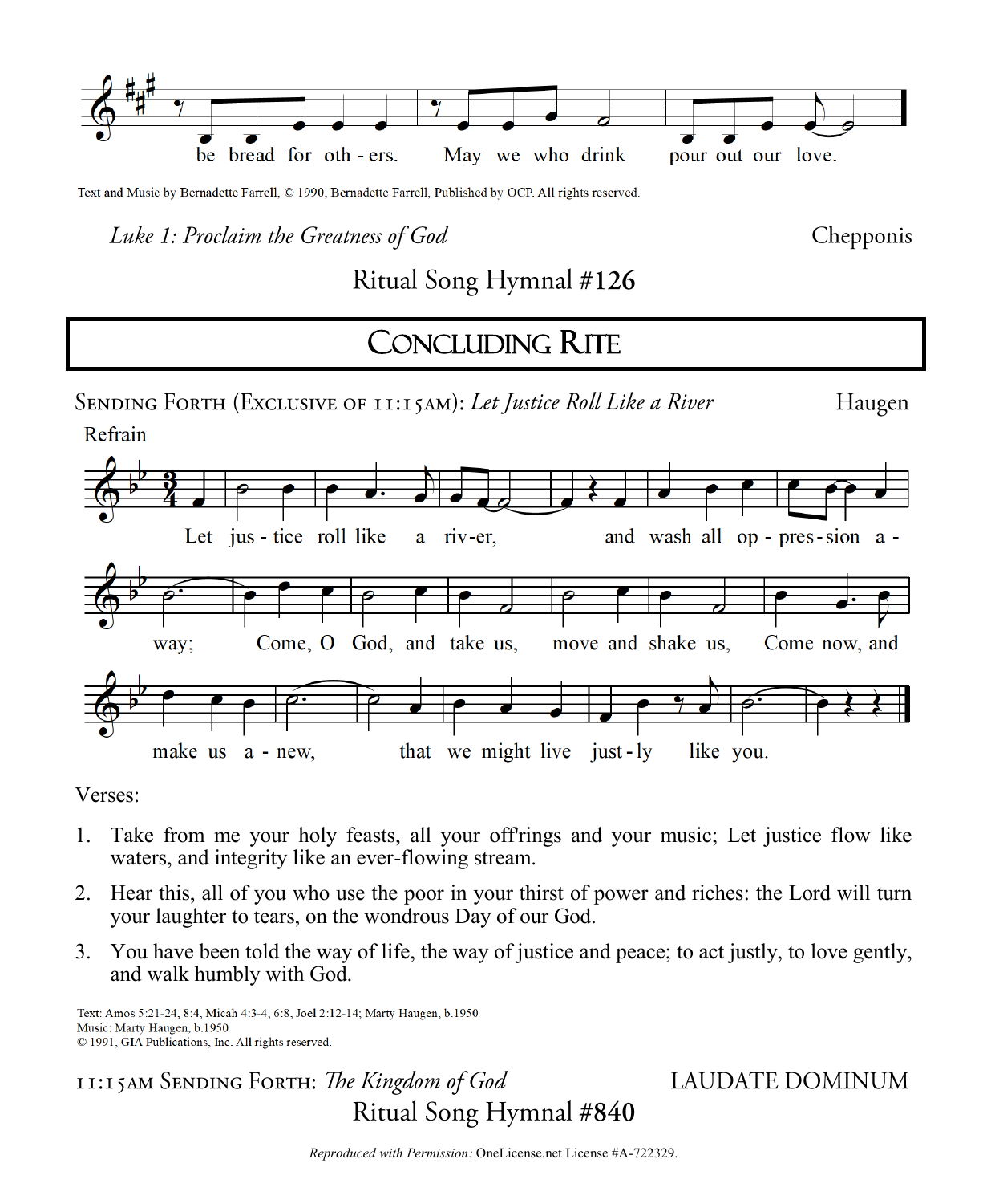be bread for oth - ers. May we who drink pour out our love.

Text and Music by Bernadette Farrell, © 1990, Bernadette Farrell, Published by OCP. All rights reserved.

*Luke 1: Proclaim the Greatness of God* — Chepponis

Ritual Song Hymnal #126

# CONCLUDING RITE

SENDING FORTH (EXCLUSIVE OF 11:15AM): *Let Justice Roll Like a River* — Haugen

Refrain

Let jus - tice roll like a riv-er, and wash all op - pres-sion a - way; Come, O God, and take us, move and shake us, Come now, and make us a - new, that we might live just - ly like you.

Verses:

1. Take from me your holy feasts, all your off'rings and your music; Let justice flow like waters, and integrity like an ever-flowing stream.
2. Hear this, all of you who use the poor in your thirst of power and riches: the Lord will turn your laughter to tears, on the wondrous Day of our God.
3. You have been told the way of life, the way of justice and peace; to act justly, to love gently, and walk humbly with God.

Text: Amos 5:21-24, 8:4, Micah 4:3-4, 6:8, Joel 2:12-14; Marty Haugen, b.1950
Music: Marty Haugen, b.1950
© 1991, GIA Publications, Inc. All rights reserved.

11:15AM SENDING FORTH: *The Kingdom of God* — LAUDATE DOMINUM

Ritual Song Hymnal #840

*Reproduced with Permission:* OneLicense.net License #A-722329.